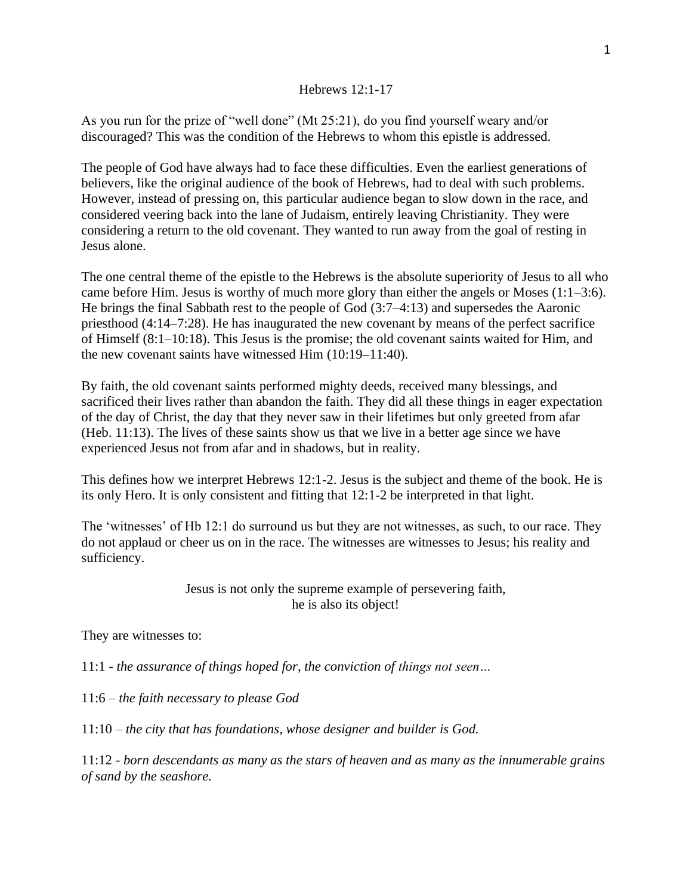# Hebrews 12:1-17

As you run for the prize of "well done" (Mt 25:21), do you find yourself weary and/or discouraged? This was the condition of the Hebrews to whom this epistle is addressed.

The people of God have always had to face these difficulties. Even the earliest generations of believers, like the original audience of the book of Hebrews, had to deal with such problems. However, instead of pressing on, this particular audience began to slow down in the race, and considered veering back into the lane of Judaism, entirely leaving Christianity. They were considering a return to the old covenant. They wanted to run away from the goal of resting in Jesus alone.

The one central theme of the epistle to the Hebrews is the absolute superiority of Jesus to all who came before Him. Jesus is worthy of much more glory than either the angels or Moses (1:1–3:6). He brings the final Sabbath rest to the people of God (3:7–4:13) and supersedes the Aaronic priesthood (4:14–7:28). He has inaugurated the new covenant by means of the perfect sacrifice of Himself (8:1–10:18). This Jesus is the promise; the old covenant saints waited for Him, and the new covenant saints have witnessed Him (10:19–11:40).

By faith, the old covenant saints performed mighty deeds, received many blessings, and sacrificed their lives rather than abandon the faith. They did all these things in eager expectation of the day of Christ, the day that they never saw in their lifetimes but only greeted from afar (Heb. 11:13). The lives of these saints show us that we live in a better age since we have experienced Jesus not from afar and in shadows, but in reality.

This defines how we interpret Hebrews 12:1-2. Jesus is the subject and theme of the book. He is its only Hero. It is only consistent and fitting that 12:1-2 be interpreted in that light.

The 'witnesses' of Hb 12:1 do surround us but they are not witnesses, as such, to our race. They do not applaud or cheer us on in the race. The witnesses are witnesses to Jesus; his reality and sufficiency.

Jesus is not only the supreme example of persevering faith,
he is also its object!

They are witnesses to:

11:1 - *the assurance of things hoped for, the conviction of things not seen…*

11:6 – *the faith necessary to please God*

11:10 – *the city that has foundations, whose designer and builder is God.*

11:12 - *born descendants as many as the stars of heaven and as many as the innumerable grains of sand by the seashore.*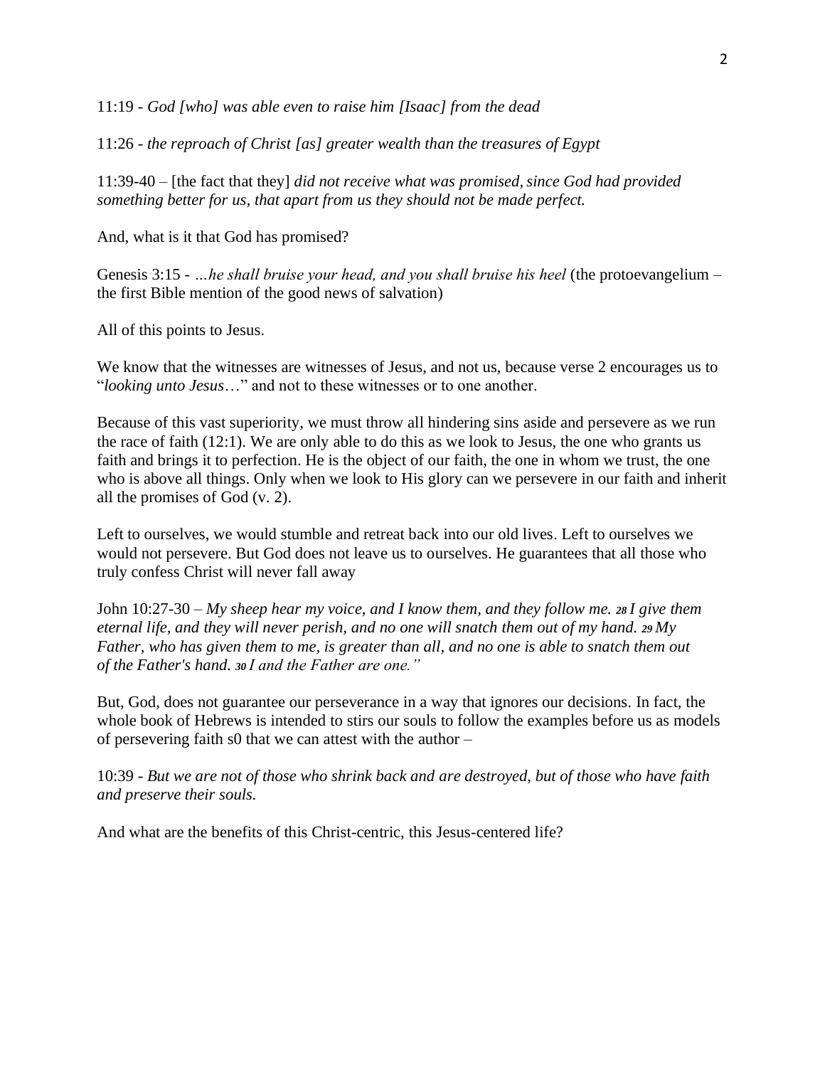11:19 - *God [who] was able even to raise him [Isaac] from the dead*

11:26 - *the reproach of Christ [as] greater wealth than the treasures of Egypt*

11:39-40 – [the fact that they] *did not receive what was promised, since God had provided something better for us, that apart from us they should not be made perfect.*

And, what is it that God has promised?

Genesis 3:15 - *…he shall bruise your head, and you shall bruise his heel* (the protoevangelium – the first Bible mention of the good news of salvation)

All of this points to Jesus.

We know that the witnesses are witnesses of Jesus, and not us, because verse 2 encourages us to "*looking unto Jesus*…" and not to these witnesses or to one another.

Because of this vast superiority, we must throw all hindering sins aside and persevere as we run the race of faith (12:1). We are only able to do this as we look to Jesus, the one who grants us faith and brings it to perfection. He is the object of our faith, the one in whom we trust, the one who is above all things. Only when we look to His glory can we persevere in our faith and inherit all the promises of God (v. 2).

Left to ourselves, we would stumble and retreat back into our old lives. Left to ourselves we would not persevere. But God does not leave us to ourselves. He guarantees that all those who truly confess Christ will never fall away

John 10:27-30 – *My sheep hear my voice, and I know them, and they follow me.* ***28*** *I give them eternal life, and they will never perish, and no one will snatch them out of my hand.* ***29*** *My Father, who has given them to me, is greater than all, and no one is able to snatch them out of the Father's hand.* ***30*** *I and the Father are one."*

But, God, does not guarantee our perseverance in a way that ignores our decisions. In fact, the whole book of Hebrews is intended to stirs our souls to follow the examples before us as models of persevering faith s0 that we can attest with the author –

10:39 - *But we are not of those who shrink back and are destroyed, but of those who have faith and preserve their souls.*

And what are the benefits of this Christ-centric, this Jesus-centered life?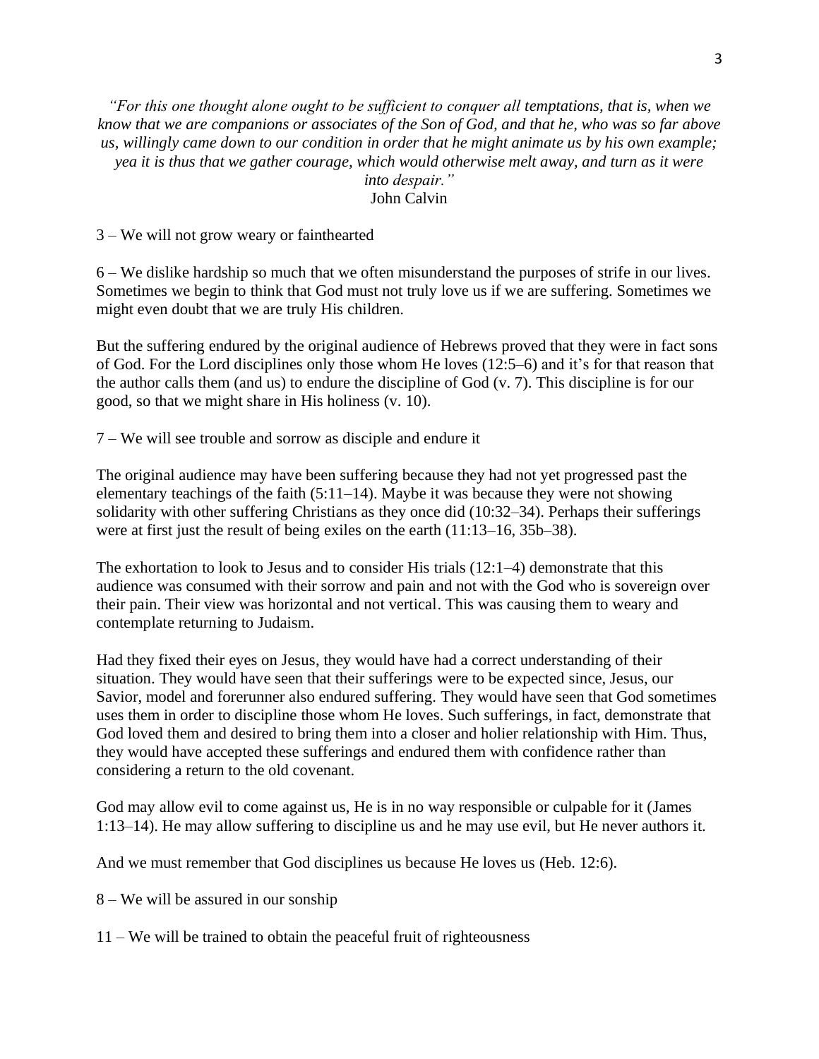*"For this one thought alone ought to be sufficient to conquer all temptations, that is, when we know that we are companions or associates of the Son of God, and that he, who was so far above us, willingly came down to our condition in order that he might animate us by his own example; yea it is thus that we gather courage, which would otherwise melt away, and turn as it were into despair."*
John Calvin

3 – We will not grow weary or fainthearted

6 – We dislike hardship so much that we often misunderstand the purposes of strife in our lives. Sometimes we begin to think that God must not truly love us if we are suffering. Sometimes we might even doubt that we are truly His children.

But the suffering endured by the original audience of Hebrews proved that they were in fact sons of God. For the Lord disciplines only those whom He loves (12:5–6) and it's for that reason that the author calls them (and us) to endure the discipline of God (v. 7). This discipline is for our good, so that we might share in His holiness (v. 10).

7 – We will see trouble and sorrow as disciple and endure it

The original audience may have been suffering because they had not yet progressed past the elementary teachings of the faith (5:11–14). Maybe it was because they were not showing solidarity with other suffering Christians as they once did (10:32–34). Perhaps their sufferings were at first just the result of being exiles on the earth (11:13–16, 35b–38).

The exhortation to look to Jesus and to consider His trials (12:1–4) demonstrate that this audience was consumed with their sorrow and pain and not with the God who is sovereign over their pain. Their view was horizontal and not vertical. This was causing them to weary and contemplate returning to Judaism.

Had they fixed their eyes on Jesus, they would have had a correct understanding of their situation. They would have seen that their sufferings were to be expected since, Jesus, our Savior, model and forerunner also endured suffering. They would have seen that God sometimes uses them in order to discipline those whom He loves. Such sufferings, in fact, demonstrate that God loved them and desired to bring them into a closer and holier relationship with Him. Thus, they would have accepted these sufferings and endured them with confidence rather than considering a return to the old covenant.

God may allow evil to come against us, He is in no way responsible or culpable for it (James 1:13–14). He may allow suffering to discipline us and he may use evil, but He never authors it.

And we must remember that God disciplines us because He loves us (Heb. 12:6).

8 – We will be assured in our sonship

11 – We will be trained to obtain the peaceful fruit of righteousness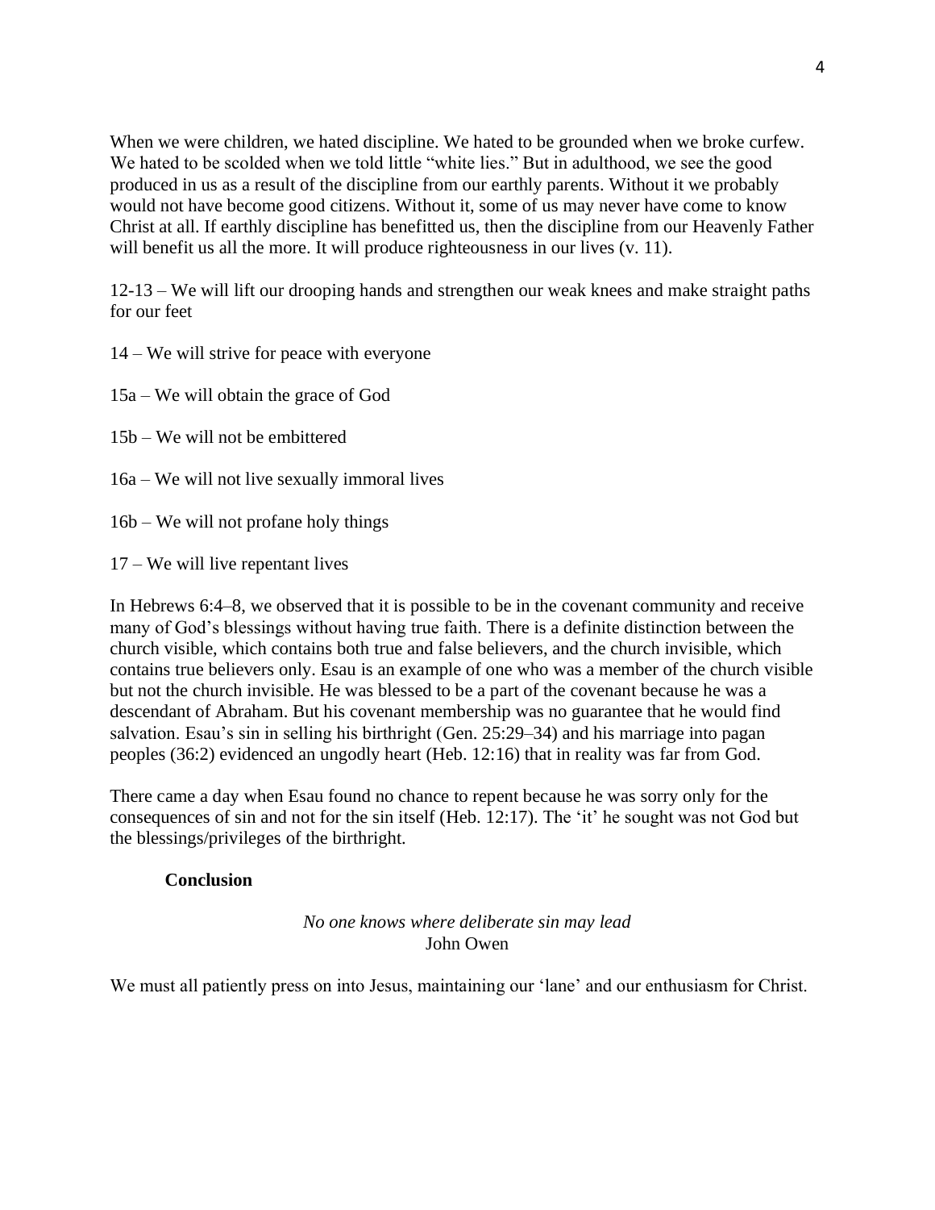When we were children, we hated discipline. We hated to be grounded when we broke curfew. We hated to be scolded when we told little "white lies." But in adulthood, we see the good produced in us as a result of the discipline from our earthly parents. Without it we probably would not have become good citizens. Without it, some of us may never have come to know Christ at all. If earthly discipline has benefitted us, then the discipline from our Heavenly Father will benefit us all the more. It will produce righteousness in our lives (v. 11).

12-13 – We will lift our drooping hands and strengthen our weak knees and make straight paths for our feet

14 – We will strive for peace with everyone

15a – We will obtain the grace of God

15b – We will not be embittered

16a – We will not live sexually immoral lives

16b – We will not profane holy things

17 – We will live repentant lives

In Hebrews 6:4–8, we observed that it is possible to be in the covenant community and receive many of God's blessings without having true faith. There is a definite distinction between the church visible, which contains both true and false believers, and the church invisible, which contains true believers only. Esau is an example of one who was a member of the church visible but not the church invisible. He was blessed to be a part of the covenant because he was a descendant of Abraham. But his covenant membership was no guarantee that he would find salvation. Esau's sin in selling his birthright (Gen. 25:29–34) and his marriage into pagan peoples (36:2) evidenced an ungodly heart (Heb. 12:16) that in reality was far from God.

There came a day when Esau found no chance to repent because he was sorry only for the consequences of sin and not for the sin itself (Heb. 12:17). The 'it' he sought was not God but the blessings/privileges of the birthright.

**Conclusion**

*No one knows where deliberate sin may lead*
John Owen

We must all patiently press on into Jesus, maintaining our 'lane' and our enthusiasm for Christ.